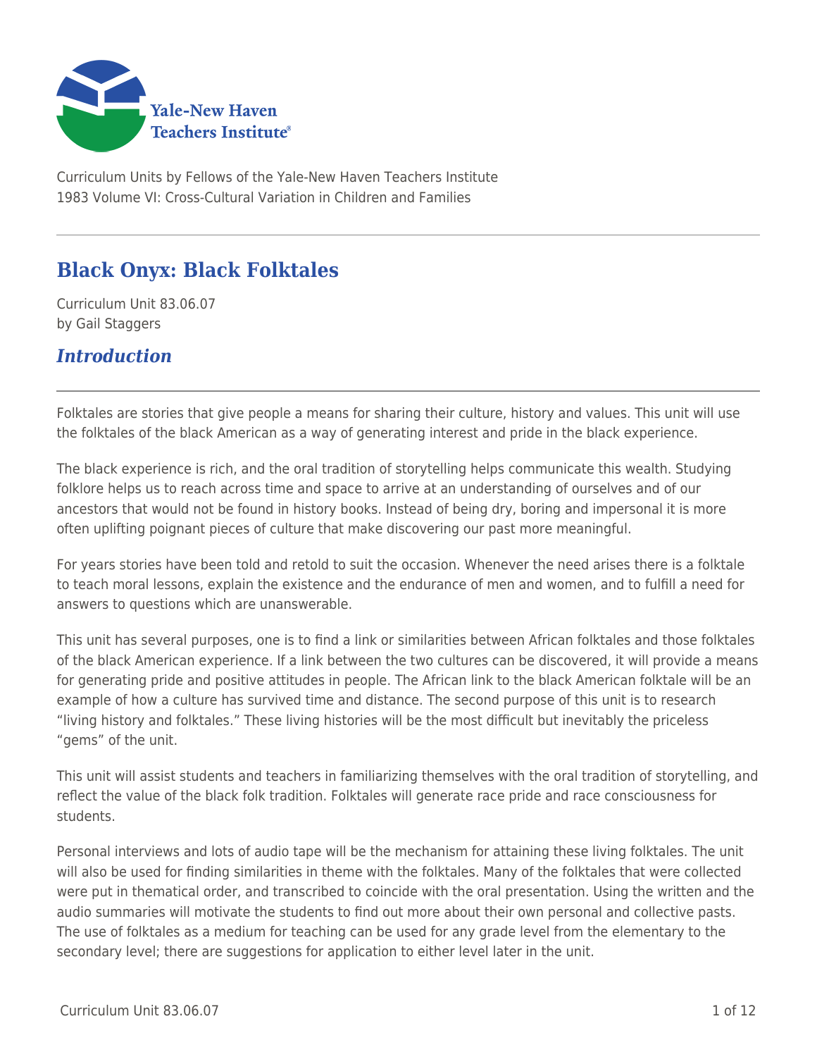Yale-New Haven Teachers Institute

Curriculum Units by Fellows of the Yale-New Haven Teachers Institute
1983 Volume VI: Cross-Cultural Variation in Children and Families

# Black Onyx: Black Folktales

Curriculum Unit 83.06.07
by Gail Staggers

## *Introduction*

Folktales are stories that give people a means for sharing their culture, history and values. This unit will use the folktales of the black American as a way of generating interest and pride in the black experience.

The black experience is rich, and the oral tradition of storytelling helps communicate this wealth. Studying folklore helps us to reach across time and space to arrive at an understanding of ourselves and of our ancestors that would not be found in history books. Instead of being dry, boring and impersonal it is more often uplifting poignant pieces of culture that make discovering our past more meaningful.

For years stories have been told and retold to suit the occasion. Whenever the need arises there is a folktale to teach moral lessons, explain the existence and the endurance of men and women, and to fulfill a need for answers to questions which are unanswerable.

This unit has several purposes, one is to find a link or similarities between African folktales and those folktales of the black American experience. If a link between the two cultures can be discovered, it will provide a means for generating pride and positive attitudes in people. The African link to the black American folktale will be an example of how a culture has survived time and distance. The second purpose of this unit is to research "living history and folktales." These living histories will be the most difficult but inevitably the priceless "gems" of the unit.

This unit will assist students and teachers in familiarizing themselves with the oral tradition of storytelling, and reflect the value of the black folk tradition. Folktales will generate race pride and race consciousness for students.

Personal interviews and lots of audio tape will be the mechanism for attaining these living folktales. The unit will also be used for finding similarities in theme with the folktales. Many of the folktales that were collected were put in thematical order, and transcribed to coincide with the oral presentation. Using the written and the audio summaries will motivate the students to find out more about their own personal and collective pasts. The use of folktales as a medium for teaching can be used for any grade level from the elementary to the secondary level; there are suggestions for application to either level later in the unit.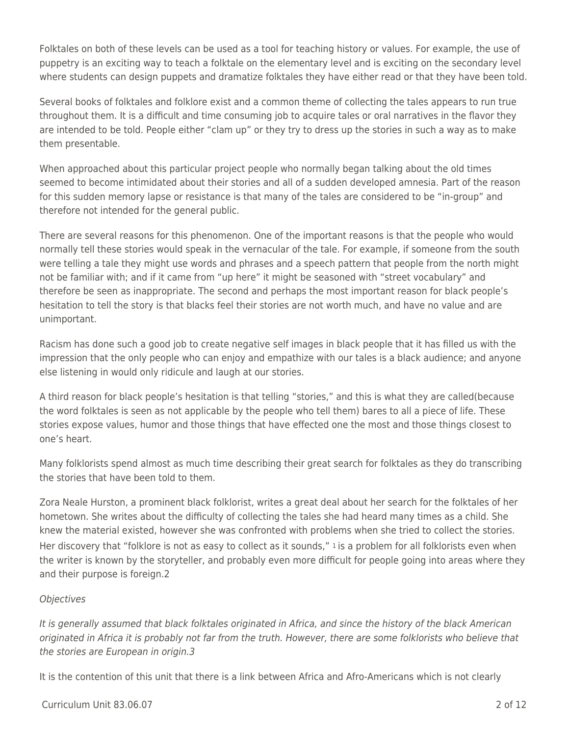Folktales on both of these levels can be used as a tool for teaching history or values. For example, the use of puppetry is an exciting way to teach a folktale on the elementary level and is exciting on the secondary level where students can design puppets and dramatize folktales they have either read or that they have been told.

Several books of folktales and folklore exist and a common theme of collecting the tales appears to run true throughout them. It is a difficult and time consuming job to acquire tales or oral narratives in the flavor they are intended to be told. People either "clam up" or they try to dress up the stories in such a way as to make them presentable.

When approached about this particular project people who normally began talking about the old times seemed to become intimidated about their stories and all of a sudden developed amnesia. Part of the reason for this sudden memory lapse or resistance is that many of the tales are considered to be "in-group" and therefore not intended for the general public.

There are several reasons for this phenomenon. One of the important reasons is that the people who would normally tell these stories would speak in the vernacular of the tale. For example, if someone from the south were telling a tale they might use words and phrases and a speech pattern that people from the north might not be familiar with; and if it came from "up here" it might be seasoned with "street vocabulary" and therefore be seen as inappropriate. The second and perhaps the most important reason for black people's hesitation to tell the story is that blacks feel their stories are not worth much, and have no value and are unimportant.

Racism has done such a good job to create negative self images in black people that it has filled us with the impression that the only people who can enjoy and empathize with our tales is a black audience; and anyone else listening in would only ridicule and laugh at our stories.

A third reason for black people's hesitation is that telling "stories," and this is what they are called(because the word folktales is seen as not applicable by the people who tell them) bares to all a piece of life. These stories expose values, humor and those things that have effected one the most and those things closest to one's heart.

Many folklorists spend almost as much time describing their great search for folktales as they do transcribing the stories that have been told to them.

Zora Neale Hurston, a prominent black folklorist, writes a great deal about her search for the folktales of her hometown. She writes about the difficulty of collecting the tales she had heard many times as a child. She knew the material existed, however she was confronted with problems when she tried to collect the stories. Her discovery that "folklore is not as easy to collect as it sounds," [1] is a problem for all folklorists even when the writer is known by the storyteller, and probably even more difficult for people going into areas where they and their purpose is foreign.2

*Objectives*

*It is generally assumed that black folktales originated in Africa, and since the history of the black American originated in Africa it is probably not far from the truth. However, there are some folklorists who believe that the stories are European in origin.3*

It is the contention of this unit that there is a link between Africa and Afro-Americans which is not clearly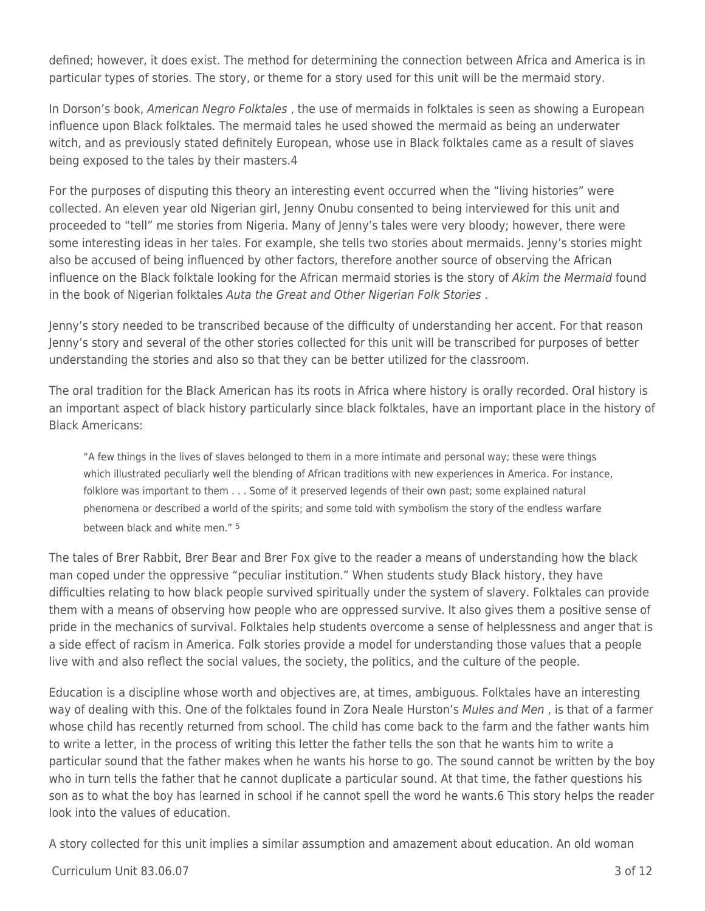defined; however, it does exist. The method for determining the connection between Africa and America is in particular types of stories. The story, or theme for a story used for this unit will be the mermaid story.

In Dorson's book, *American Negro Folktales* , the use of mermaids in folktales is seen as showing a European influence upon Black folktales. The mermaid tales he used showed the mermaid as being an underwater witch, and as previously stated definitely European, whose use in Black folktales came as a result of slaves being exposed to the tales by their masters.4

For the purposes of disputing this theory an interesting event occurred when the "living histories" were collected. An eleven year old Nigerian girl, Jenny Onubu consented to being interviewed for this unit and proceeded to "tell" me stories from Nigeria. Many of Jenny's tales were very bloody; however, there were some interesting ideas in her tales. For example, she tells two stories about mermaids. Jenny's stories might also be accused of being influenced by other factors, therefore another source of observing the African influence on the Black folktale looking for the African mermaid stories is the story of *Akim the Mermaid* found in the book of Nigerian folktales *Auta the Great and Other Nigerian Folk Stories* .

Jenny's story needed to be transcribed because of the difficulty of understanding her accent. For that reason Jenny's story and several of the other stories collected for this unit will be transcribed for purposes of better understanding the stories and also so that they can be better utilized for the classroom.

The oral tradition for the Black American has its roots in Africa where history is orally recorded. Oral history is an important aspect of black history particularly since black folktales, have an important place in the history of Black Americans:

> "A few things in the lives of slaves belonged to them in a more intimate and personal way; these were things which illustrated peculiarly well the blending of African traditions with new experiences in America. For instance, folklore was important to them . . . Some of it preserved legends of their own past; some explained natural phenomena or described a world of the spirits; and some told with symbolism the story of the endless warfare between black and white men." [5]

The tales of Brer Rabbit, Brer Bear and Brer Fox give to the reader a means of understanding how the black man coped under the oppressive "peculiar institution." When students study Black history, they have difficulties relating to how black people survived spiritually under the system of slavery. Folktales can provide them with a means of observing how people who are oppressed survive. It also gives them a positive sense of pride in the mechanics of survival. Folktales help students overcome a sense of helplessness and anger that is a side effect of racism in America. Folk stories provide a model for understanding those values that a people live with and also reflect the social values, the society, the politics, and the culture of the people.

Education is a discipline whose worth and objectives are, at times, ambiguous. Folktales have an interesting way of dealing with this. One of the folktales found in Zora Neale Hurston's *Mules and Men* , is that of a farmer whose child has recently returned from school. The child has come back to the farm and the father wants him to write a letter, in the process of writing this letter the father tells the son that he wants him to write a particular sound that the father makes when he wants his horse to go. The sound cannot be written by the boy who in turn tells the father that he cannot duplicate a particular sound. At that time, the father questions his son as to what the boy has learned in school if he cannot spell the word he wants.6 This story helps the reader look into the values of education.

A story collected for this unit implies a similar assumption and amazement about education. An old woman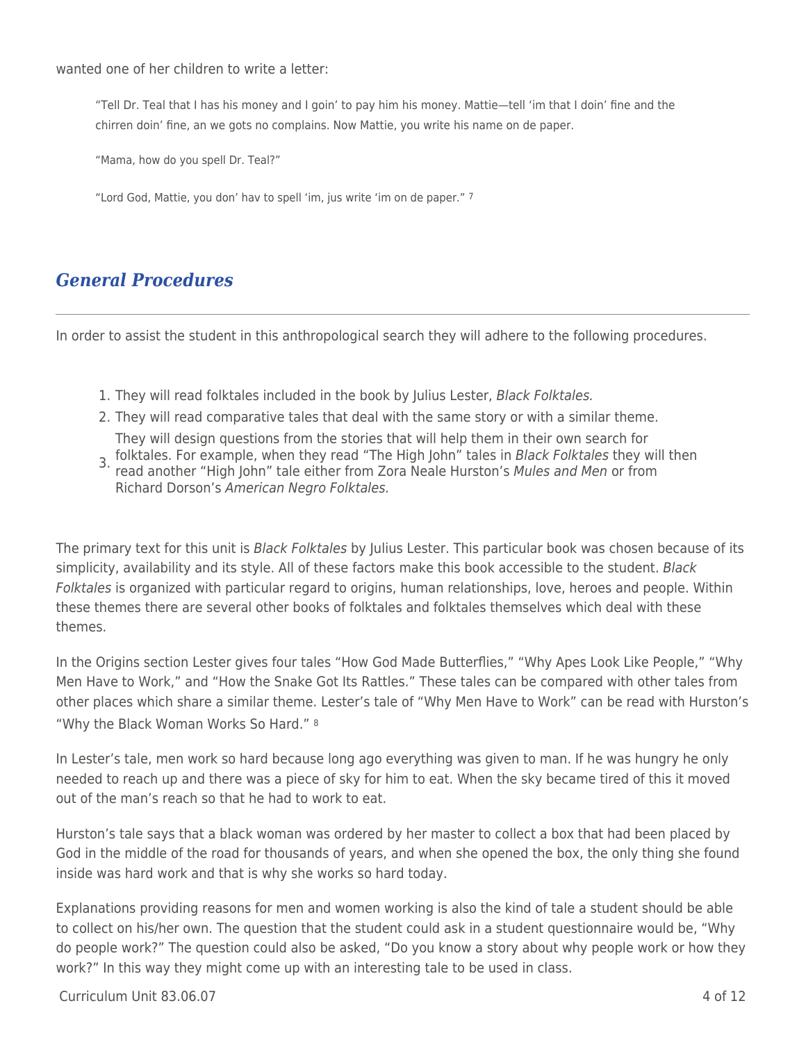wanted one of her children to write a letter:

> "Tell Dr. Teal that I has his money and I goin' to pay him his money. Mattie—tell 'im that I doin' fine and the chirren doin' fine, an we gots no complains. Now Mattie, you write his name on de paper.
>
> "Mama, how do you spell Dr. Teal?"
>
> "Lord God, Mattie, you don' hav to spell 'im, jus write 'im on de paper." [7]

## *General Procedures*

In order to assist the student in this anthropological search they will adhere to the following procedures.

1. They will read folktales included in the book by Julius Lester, *Black Folktales.*
2. They will read comparative tales that deal with the same story or with a similar theme.
3. They will design questions from the stories that will help them in their own search for folktales. For example, when they read "The High John" tales in *Black Folktales* they will then read another "High John" tale either from Zora Neale Hurston's *Mules and Men* or from Richard Dorson's *American Negro Folktales.*

The primary text for this unit is *Black Folktales* by Julius Lester. This particular book was chosen because of its simplicity, availability and its style. All of these factors make this book accessible to the student. *Black Folktales* is organized with particular regard to origins, human relationships, love, heroes and people. Within these themes there are several other books of folktales and folktales themselves which deal with these themes.

In the Origins section Lester gives four tales "How God Made Butterflies," "Why Apes Look Like People," "Why Men Have to Work," and "How the Snake Got Its Rattles." These tales can be compared with other tales from other places which share a similar theme. Lester's tale of "Why Men Have to Work" can be read with Hurston's "Why the Black Woman Works So Hard." [8]

In Lester's tale, men work so hard because long ago everything was given to man. If he was hungry he only needed to reach up and there was a piece of sky for him to eat. When the sky became tired of this it moved out of the man's reach so that he had to work to eat.

Hurston's tale says that a black woman was ordered by her master to collect a box that had been placed by God in the middle of the road for thousands of years, and when she opened the box, the only thing she found inside was hard work and that is why she works so hard today.

Explanations providing reasons for men and women working is also the kind of tale a student should be able to collect on his/her own. The question that the student could ask in a student questionnaire would be, "Why do people work?" The question could also be asked, "Do you know a story about why people work or how they work?" In this way they might come up with an interesting tale to be used in class.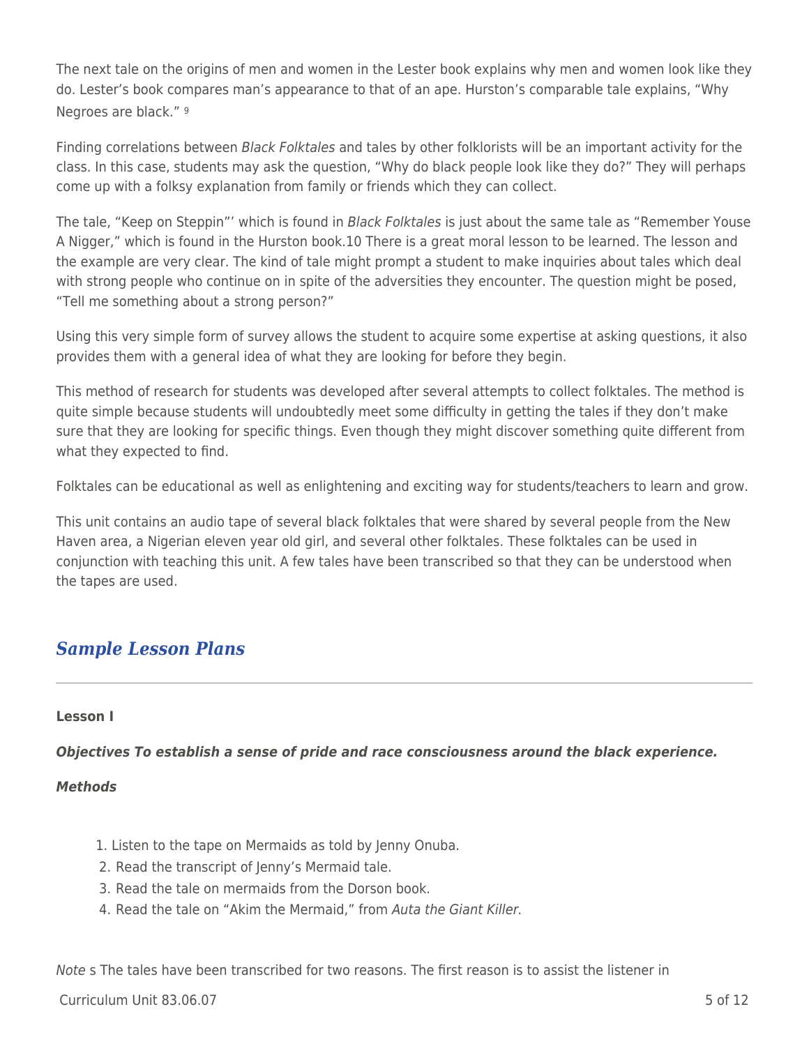The next tale on the origins of men and women in the Lester book explains why men and women look like they do. Lester's book compares man's appearance to that of an ape. Hurston's comparable tale explains, "Why Negroes are black." [9]

Finding correlations between *Black Folktales* and tales by other folklorists will be an important activity for the class. In this case, students may ask the question, "Why do black people look like they do?" They will perhaps come up with a folksy explanation from family or friends which they can collect.

The tale, "Keep on Steppin"' which is found in *Black Folktales* is just about the same tale as "Remember Youse A Nigger," which is found in the Hurston book.10 There is a great moral lesson to be learned. The lesson and the example are very clear. The kind of tale might prompt a student to make inquiries about tales which deal with strong people who continue on in spite of the adversities they encounter. The question might be posed, "Tell me something about a strong person?"

Using this very simple form of survey allows the student to acquire some expertise at asking questions, it also provides them with a general idea of what they are looking for before they begin.

This method of research for students was developed after several attempts to collect folktales. The method is quite simple because students will undoubtedly meet some difficulty in getting the tales if they don't make sure that they are looking for specific things. Even though they might discover something quite different from what they expected to find.

Folktales can be educational as well as enlightening and exciting way for students/teachers to learn and grow.

This unit contains an audio tape of several black folktales that were shared by several people from the New Haven area, a Nigerian eleven year old girl, and several other folktales. These folktales can be used in conjunction with teaching this unit. A few tales have been transcribed so that they can be understood when the tapes are used.

## *Sample Lesson Plans*

**Lesson I**

***Objectives To establish a sense of pride and race consciousness around the black experience.***

***Methods***

1. Listen to the tape on Mermaids as told by Jenny Onuba.
2. Read the transcript of Jenny's Mermaid tale.
3. Read the tale on mermaids from the Dorson book.
4. Read the tale on "Akim the Mermaid," from *Auta the Giant Killer.*

*Note* s The tales have been transcribed for two reasons. The first reason is to assist the listener in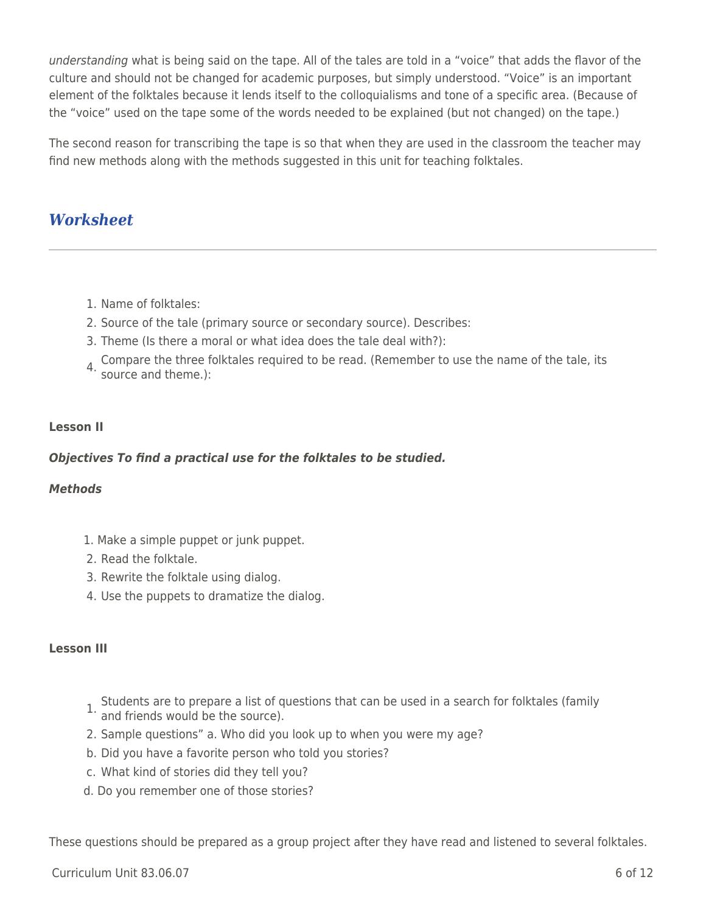*understanding* what is being said on the tape. All of the tales are told in a "voice" that adds the flavor of the culture and should not be changed for academic purposes, but simply understood. "Voice" is an important element of the folktales because it lends itself to the colloquialisms and tone of a specific area. (Because of the "voice" used on the tape some of the words needed to be explained (but not changed) on the tape.)

The second reason for transcribing the tape is so that when they are used in the classroom the teacher may find new methods along with the methods suggested in this unit for teaching folktales.

## *Worksheet*

---

1. Name of folktales:
2. Source of the tale (primary source or secondary source). Describes:
3. Theme (Is there a moral or what idea does the tale deal with?):
4. Compare the three folktales required to be read. (Remember to use the name of the tale, its source and theme.):

**Lesson II**

***Objectives To find a practical use for the folktales to be studied.***

***Methods***

1. Make a simple puppet or junk puppet.
2. Read the folktale.
3. Rewrite the folktale using dialog.
4. Use the puppets to dramatize the dialog.

**Lesson III**

1. Students are to prepare a list of questions that can be used in a search for folktales (family and friends would be the source).
2. Sample questions" a. Who did you look up to when you were my age?

   b. Did you have a favorite person who told you stories?

   c. What kind of stories did they tell you?

   d. Do you remember one of those stories?

These questions should be prepared as a group project after they have read and listened to several folktales.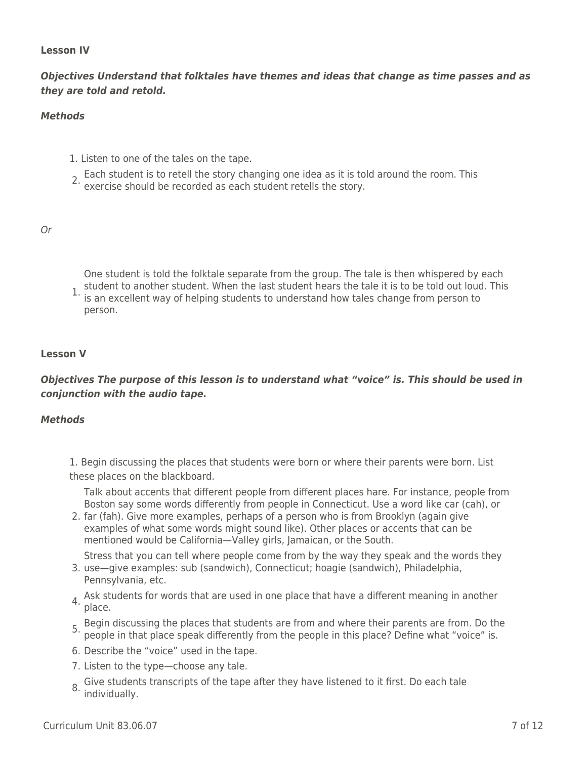**Lesson IV**

***Objectives Understand that folktales have themes and ideas that change as time passes and as they are told and retold.***

***Methods***

1. Listen to one of the tales on the tape.
2. Each student is to retell the story changing one idea as it is told around the room. This exercise should be recorded as each student retells the story.

*Or*

1. One student is told the folktale separate from the group. The tale is then whispered by each student to another student. When the last student hears the tale it is to be told out loud. This is an excellent way of helping students to understand how tales change from person to person.

**Lesson V**

***Objectives The purpose of this lesson is to understand what "voice" is. This should be used in conjunction with the audio tape.***

***Methods***

1. Begin discussing the places that students were born or where their parents were born. List these places on the blackboard.
2. Talk about accents that different people from different places hare. For instance, people from Boston say some words differently from people in Connecticut. Use a word like car (cah), or far (fah). Give more examples, perhaps of a person who is from Brooklyn (again give examples of what some words might sound like). Other places or accents that can be mentioned would be California—Valley girls, Jamaican, or the South.
3. Stress that you can tell where people come from by the way they speak and the words they use—give examples: sub (sandwich), Connecticut; hoagie (sandwich), Philadelphia, Pennsylvania, etc.
4. Ask students for words that are used in one place that have a different meaning in another place.
5. Begin discussing the places that students are from and where their parents are from. Do the people in that place speak differently from the people in this place? Define what "voice" is.
6. Describe the "voice" used in the tape.
7. Listen to the type—choose any tale.
8. Give students transcripts of the tape after they have listened to it first. Do each tale individually.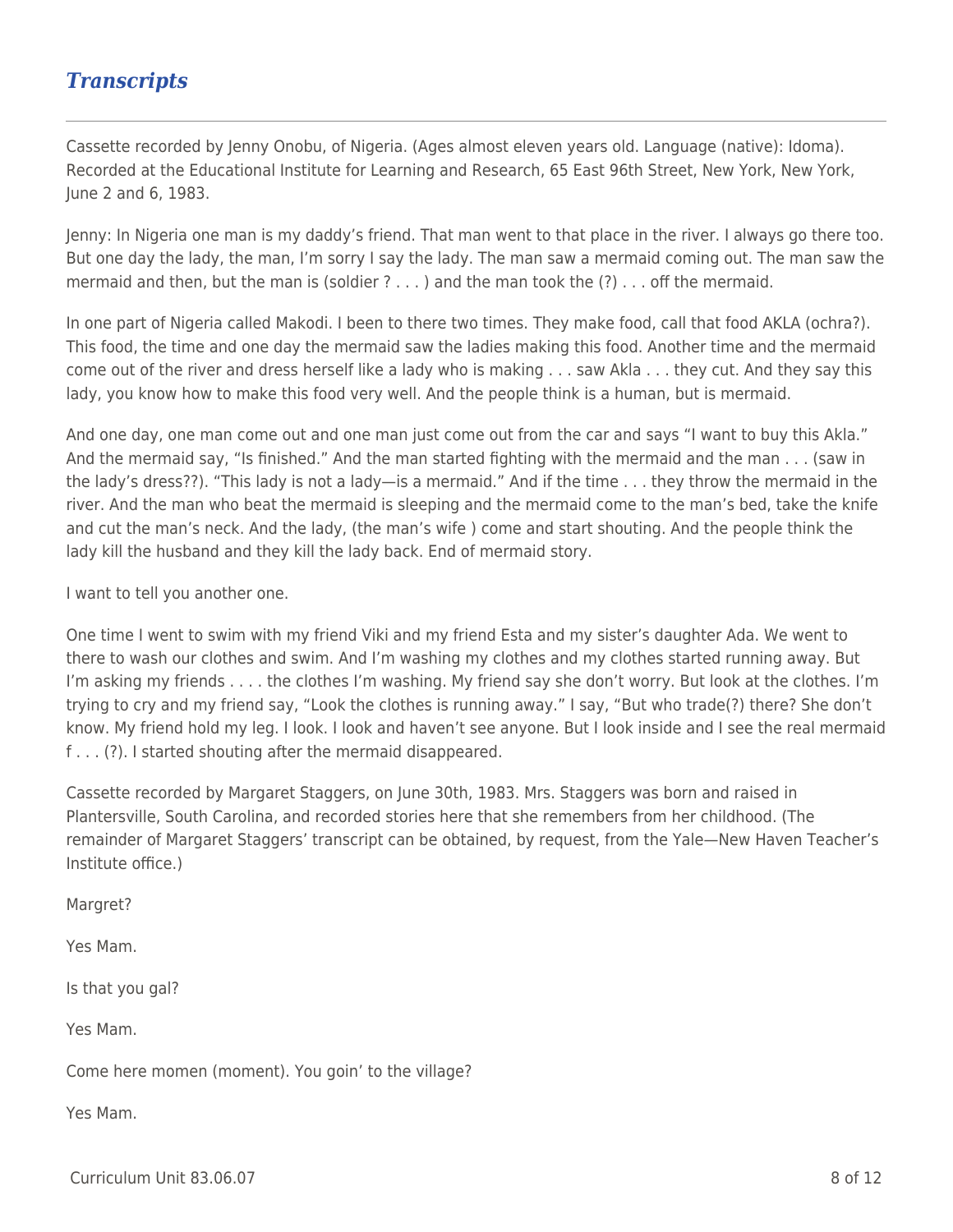## *Transcripts*

---

Cassette recorded by Jenny Onobu, of Nigeria. (Ages almost eleven years old. Language (native): Idoma). Recorded at the Educational Institute for Learning and Research, 65 East 96th Street, New York, New York, June 2 and 6, 1983.

Jenny: In Nigeria one man is my daddy's friend. That man went to that place in the river. I always go there too. But one day the lady, the man, I'm sorry I say the lady. The man saw a mermaid coming out. The man saw the mermaid and then, but the man is (soldier ? . . . ) and the man took the (?) . . . off the mermaid.

In one part of Nigeria called Makodi. I been to there two times. They make food, call that food AKLA (ochra?). This food, the time and one day the mermaid saw the ladies making this food. Another time and the mermaid come out of the river and dress herself like a lady who is making . . . saw Akla . . . they cut. And they say this lady, you know how to make this food very well. And the people think is a human, but is mermaid.

And one day, one man come out and one man just come out from the car and says "I want to buy this Akla." And the mermaid say, "Is finished." And the man started fighting with the mermaid and the man . . . (saw in the lady's dress??). "This lady is not a lady—is a mermaid." And if the time . . . they throw the mermaid in the river. And the man who beat the mermaid is sleeping and the mermaid come to the man's bed, take the knife and cut the man's neck. And the lady, (the man's wife ) come and start shouting. And the people think the lady kill the husband and they kill the lady back. End of mermaid story.

I want to tell you another one.

One time I went to swim with my friend Viki and my friend Esta and my sister's daughter Ada. We went to there to wash our clothes and swim. And I'm washing my clothes and my clothes started running away. But I'm asking my friends . . . . the clothes I'm washing. My friend say she don't worry. But look at the clothes. I'm trying to cry and my friend say, "Look the clothes is running away." I say, "But who trade(?) there? She don't know. My friend hold my leg. I look. I look and haven't see anyone. But I look inside and I see the real mermaid f . . . (?). I started shouting after the mermaid disappeared.

Cassette recorded by Margaret Staggers, on June 30th, 1983. Mrs. Staggers was born and raised in Plantersville, South Carolina, and recorded stories here that she remembers from her childhood. (The remainder of Margaret Staggers' transcript can be obtained, by request, from the Yale—New Haven Teacher's Institute office.)

Margret?

Yes Mam.

Is that you gal?

Yes Mam.

Come here momen (moment). You goin' to the village?

Yes Mam.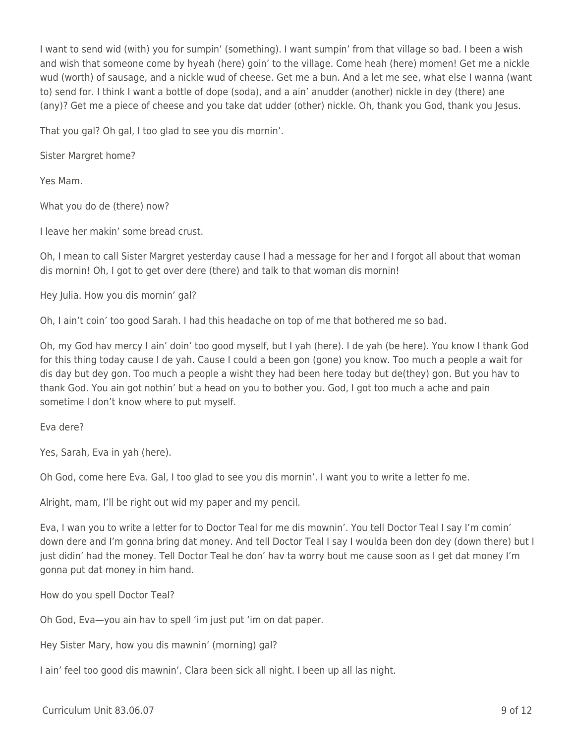I want to send wid (with) you for sumpin' (something). I want sumpin' from that village so bad. I been a wish and wish that someone come by hyeah (here) goin' to the village. Come heah (here) momen! Get me a nickle wud (worth) of sausage, and a nickle wud of cheese. Get me a bun. And a let me see, what else I wanna (want to) send for. I think I want a bottle of dope (soda), and a ain' anudder (another) nickle in dey (there) ane (any)? Get me a piece of cheese and you take dat udder (other) nickle. Oh, thank you God, thank you Jesus.

That you gal? Oh gal, I too glad to see you dis mornin'.

Sister Margret home?

Yes Mam.

What you do de (there) now?

I leave her makin' some bread crust.

Oh, I mean to call Sister Margret yesterday cause I had a message for her and I forgot all about that woman dis mornin! Oh, I got to get over dere (there) and talk to that woman dis mornin!

Hey Julia. How you dis mornin' gal?

Oh, I ain't coin' too good Sarah. I had this headache on top of me that bothered me so bad.

Oh, my God hav mercy I ain' doin' too good myself, but I yah (here). I de yah (be here). You know I thank God for this thing today cause I de yah. Cause I could a been gon (gone) you know. Too much a people a wait for dis day but dey gon. Too much a people a wisht they had been here today but de(they) gon. But you hav to thank God. You ain got nothin' but a head on you to bother you. God, I got too much a ache and pain sometime I don't know where to put myself.

Eva dere?

Yes, Sarah, Eva in yah (here).

Oh God, come here Eva. Gal, I too glad to see you dis mornin'. I want you to write a letter fo me.

Alright, mam, I'll be right out wid my paper and my pencil.

Eva, I wan you to write a letter for to Doctor Teal for me dis mowin'. You tell Doctor Teal I say I'm comin' down dere and I'm gonna bring dat money. And tell Doctor Teal I say I woulda been don dey (down there) but I just didin' had the money. Tell Doctor Teal he don' hav ta worry bout me cause soon as I get dat money I'm gonna put dat money in him hand.

How do you spell Doctor Teal?

Oh God, Eva—you ain hav to spell 'im just put 'im on dat paper.

Hey Sister Mary, how you dis mawnin' (morning) gal?

I ain' feel too good dis mawnin'. Clara been sick all night. I been up all las night.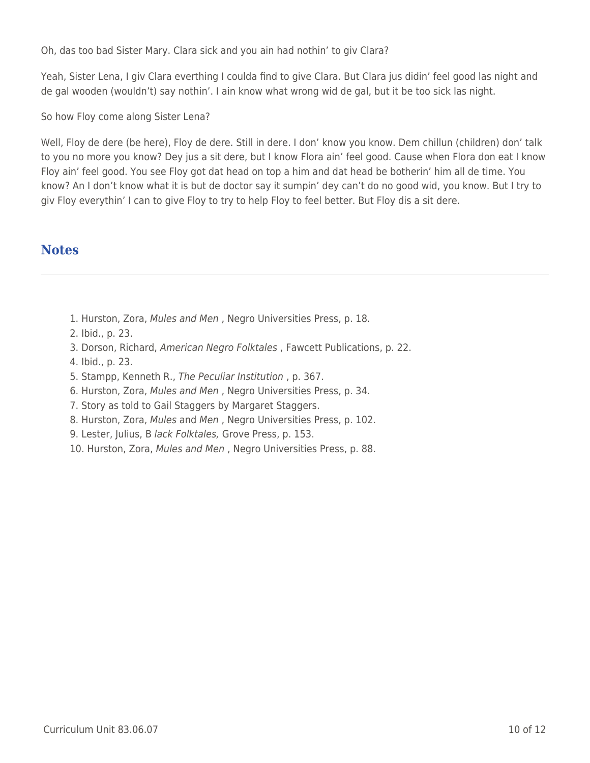Oh, das too bad Sister Mary. Clara sick and you ain had nothin' to giv Clara?

Yeah, Sister Lena, I giv Clara everthing I coulda find to give Clara. But Clara jus didin' feel good las night and de gal wooden (wouldn't) say nothin'. I ain know what wrong wid de gal, but it be too sick las night.

So how Floy come along Sister Lena?

Well, Floy de dere (be here), Floy de dere. Still in dere. I don' know you know. Dem chillun (children) don' talk to you no more you know? Dey jus a sit dere, but I know Flora ain' feel good. Cause when Flora don eat I know Floy ain' feel good. You see Floy got dat head on top a him and dat head be botherin' him all de time. You know? An I don't know what it is but de doctor say it sumpin' dey can't do no good wid, you know. But I try to giv Floy everythin' I can to give Floy to try to help Floy to feel better. But Floy dis a sit dere.

## Notes

1. Hurston, Zora, *Mules and Men* , Negro Universities Press, p. 18.
2. Ibid., p. 23.
3. Dorson, Richard, *American Negro Folktales* , Fawcett Publications, p. 22.
4. Ibid., p. 23.
5. Stampp, Kenneth R., *The Peculiar Institution* , p. 367.
6. Hurston, Zora, *Mules and Men* , Negro Universities Press, p. 34.
7. Story as told to Gail Staggers by Margaret Staggers.
8. Hurston, Zora, *Mules* and *Men* , Negro Universities Press, p. 102.
9. Lester, Julius, B *lack Folktales,* Grove Press, p. 153.
10. Hurston, Zora, *Mules and Men* , Negro Universities Press, p. 88.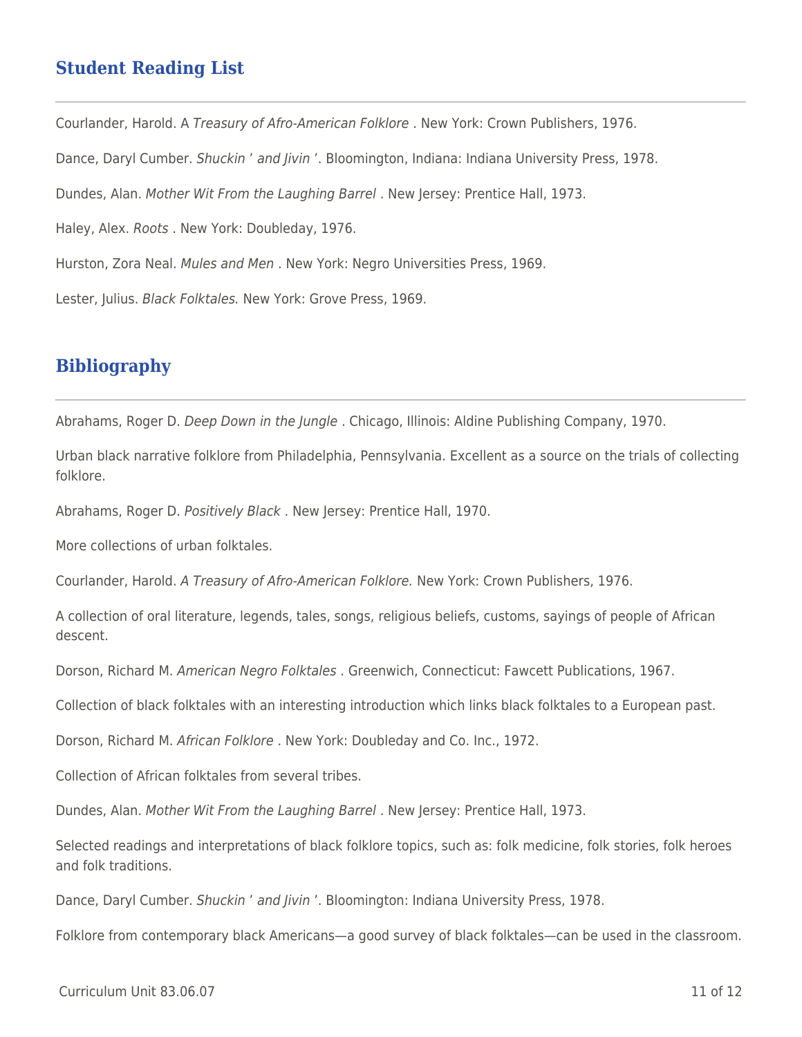## Student Reading List

Courlander, Harold. A *Treasury of Afro-American Folklore* . New York: Crown Publishers, 1976.

Dance, Daryl Cumber. *Shuckin ' and Jivin '*. Bloomington, Indiana: Indiana University Press, 1978.

Dundes, Alan. *Mother Wit From the Laughing Barrel* . New Jersey: Prentice Hall, 1973.

Haley, Alex. *Roots* . New York: Doubleday, 1976.

Hurston, Zora Neal. *Mules and Men* . New York: Negro Universities Press, 1969.

Lester, Julius. *Black Folktales.* New York: Grove Press, 1969.

## Bibliography

Abrahams, Roger D. *Deep Down in the Jungle* . Chicago, Illinois: Aldine Publishing Company, 1970.

Urban black narrative folklore from Philadelphia, Pennsylvania. Excellent as a source on the trials of collecting folklore.

Abrahams, Roger D. *Positively Black* . New Jersey: Prentice Hall, 1970.

More collections of urban folktales.

Courlander, Harold. *A Treasury of Afro-American Folklore.* New York: Crown Publishers, 1976.

A collection of oral literature, legends, tales, songs, religious beliefs, customs, sayings of people of African descent.

Dorson, Richard M. *American Negro Folktales* . Greenwich, Connecticut: Fawcett Publications, 1967.

Collection of black folktales with an interesting introduction which links black folktales to a European past.

Dorson, Richard M. *African Folklore* . New York: Doubleday and Co. Inc., 1972.

Collection of African folktales from several tribes.

Dundes, Alan. *Mother Wit From the Laughing Barrel* . New Jersey: Prentice Hall, 1973.

Selected readings and interpretations of black folklore topics, such as: folk medicine, folk stories, folk heroes and folk traditions.

Dance, Daryl Cumber. *Shuckin ' and Jivin '*. Bloomington: Indiana University Press, 1978.

Folklore from contemporary black Americans—a good survey of black folktales—can be used in the classroom.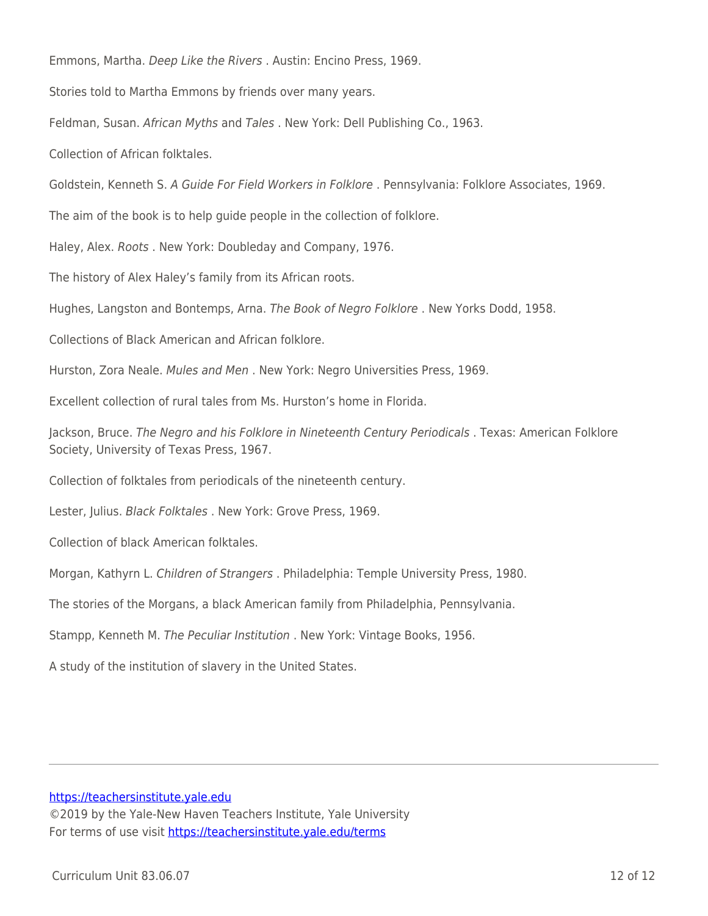Emmons, Martha. *Deep Like the Rivers* . Austin: Encino Press, 1969.

Stories told to Martha Emmons by friends over many years.

Feldman, Susan. *African Myths* and *Tales* . New York: Dell Publishing Co., 1963.

Collection of African folktales.

Goldstein, Kenneth S. *A Guide For Field Workers in Folklore* . Pennsylvania: Folklore Associates, 1969.

The aim of the book is to help guide people in the collection of folklore.

Haley, Alex. *Roots* . New York: Doubleday and Company, 1976.

The history of Alex Haley's family from its African roots.

Hughes, Langston and Bontemps, Arna. *The Book of Negro Folklore* . New Yorks Dodd, 1958.

Collections of Black American and African folklore.

Hurston, Zora Neale. *Mules and Men* . New York: Negro Universities Press, 1969.

Excellent collection of rural tales from Ms. Hurston's home in Florida.

Jackson, Bruce. *The Negro and his Folklore in Nineteenth Century Periodicals* . Texas: American Folklore Society, University of Texas Press, 1967.

Collection of folktales from periodicals of the nineteenth century.

Lester, Julius. *Black Folktales* . New York: Grove Press, 1969.

Collection of black American folktales.

Morgan, Kathyrn L. *Children of Strangers* . Philadelphia: Temple University Press, 1980.

The stories of the Morgans, a black American family from Philadelphia, Pennsylvania.

Stampp, Kenneth M. *The Peculiar Institution* . New York: Vintage Books, 1956.

A study of the institution of slavery in the United States.

---

https://teachersinstitute.yale.edu
©2019 by the Yale-New Haven Teachers Institute, Yale University
For terms of use visit https://teachersinstitute.yale.edu/terms